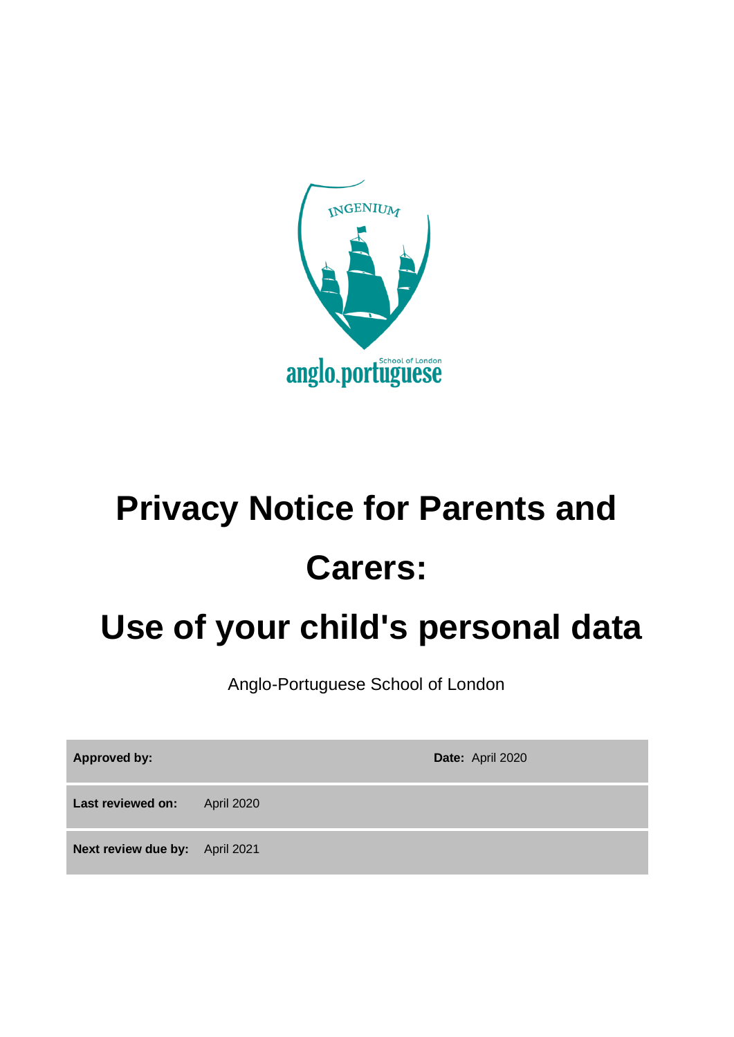# Privacy Notice for Parents and Carers:

# Use of your child's personal data

Anglo-Portuguese School of London

| **Approved by:** | | **Date:** April 2020 |
|---|---|---|
| **Last reviewed on:** | April 2020 | |
| **Next review due by:** | April 2021 | |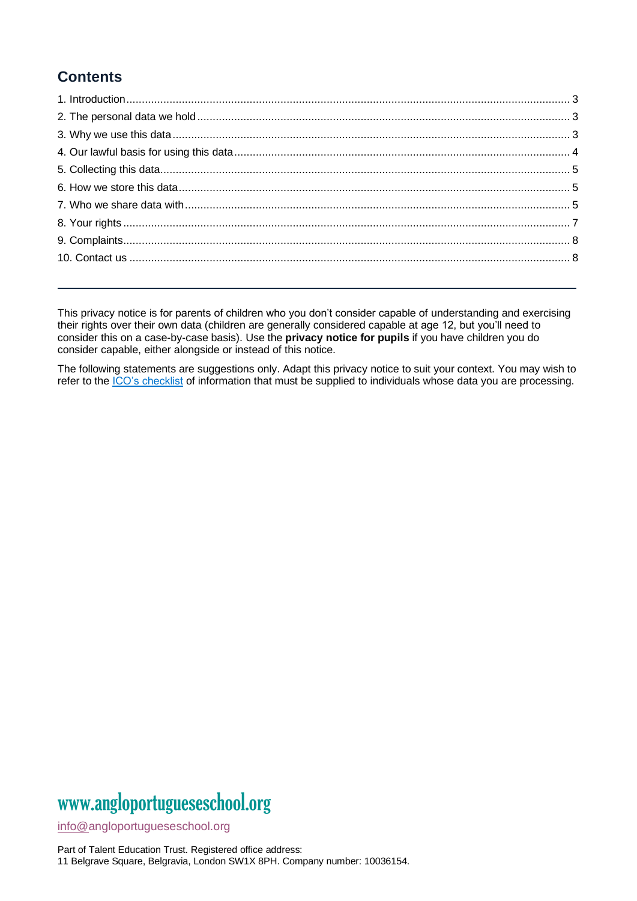## Contents

1. Introduction ........ 3
2. The personal data we hold ........ 3
3. Why we use this data ........ 3
4. Our lawful basis for using this data ........ 4
5. Collecting this data ........ 5
6. How we store this data ........ 5
7. Who we share data with ........ 5
8. Your rights ........ 7
9. Complaints ........ 8
10. Contact us ........ 8

---

This privacy notice is for parents of children who you don't consider capable of understanding and exercising their rights over their own data (children are generally considered capable at age 12, but you'll need to consider this on a case-by-case basis). Use the **privacy notice for pupils** if you have children you do consider capable, either alongside or instead of this notice.

The following statements are suggestions only. Adapt this privacy notice to suit your context. You may wish to refer to the [ICO's checklist](ICO's checklist) of information that must be supplied to individuals whose data you are processing.

www.angloportugueseschool.org

info@angloportugueseschool.org

Part of Talent Education Trust. Registered office address:
11 Belgrave Square, Belgravia, London SW1X 8PH. Company number: 10036154.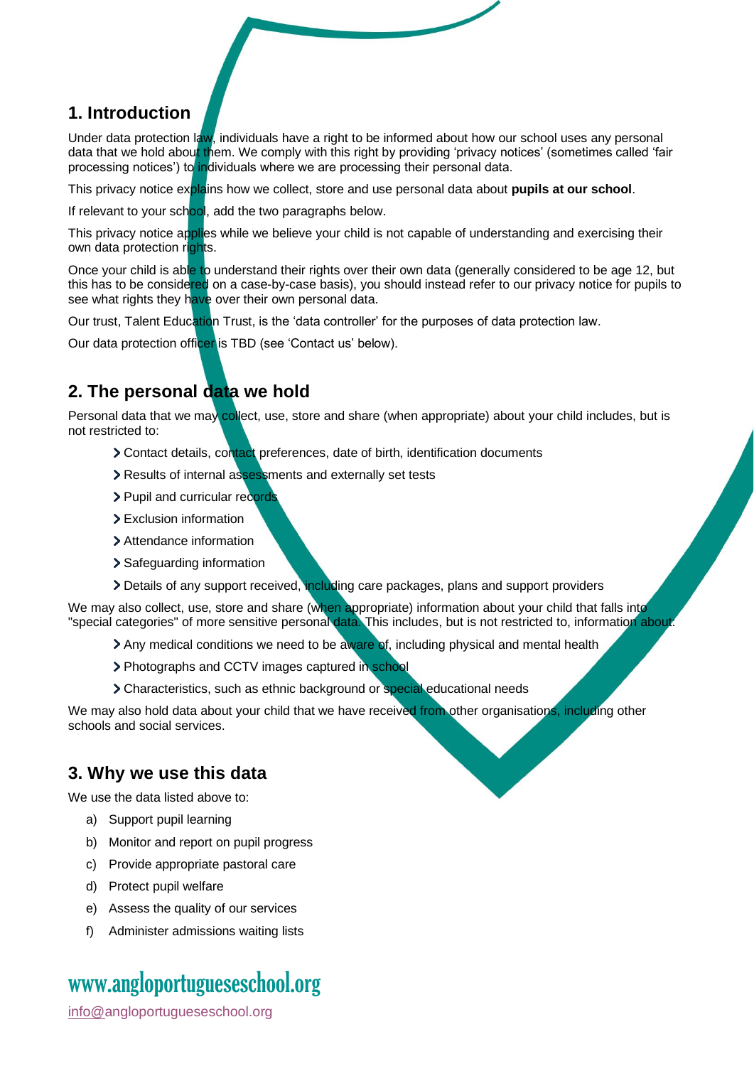## 1. Introduction

Under data protection law, individuals have a right to be informed about how our school uses any personal data that we hold about them. We comply with this right by providing 'privacy notices' (sometimes called 'fair processing notices') to individuals where we are processing their personal data.

This privacy notice explains how we collect, store and use personal data about **pupils at our school**.

If relevant to your school, add the two paragraphs below.

This privacy notice applies while we believe your child is not capable of understanding and exercising their own data protection rights.

Once your child is able to understand their rights over their own data (generally considered to be age 12, but this has to be considered on a case-by-case basis), you should instead refer to our privacy notice for pupils to see what rights they have over their own personal data.

Our trust, Talent Education Trust, is the 'data controller' for the purposes of data protection law.

Our data protection officer is TBD (see 'Contact us' below).

## 2. The personal data we hold

Personal data that we may collect, use, store and share (when appropriate) about your child includes, but is not restricted to:

- Contact details, contact preferences, date of birth, identification documents
- Results of internal assessments and externally set tests
- Pupil and curricular records
- Exclusion information
- Attendance information
- Safeguarding information
- Details of any support received, including care packages, plans and support providers

We may also collect, use, store and share (when appropriate) information about your child that falls into "special categories" of more sensitive personal data. This includes, but is not restricted to, information about:

- Any medical conditions we need to be aware of, including physical and mental health
- Photographs and CCTV images captured in school
- Characteristics, such as ethnic background or special educational needs

We may also hold data about your child that we have received from other organisations, including other schools and social services.

## 3. Why we use this data

We use the data listed above to:

a) Support pupil learning

b) Monitor and report on pupil progress

c) Provide appropriate pastoral care

d) Protect pupil welfare

e) Assess the quality of our services

f) Administer admissions waiting lists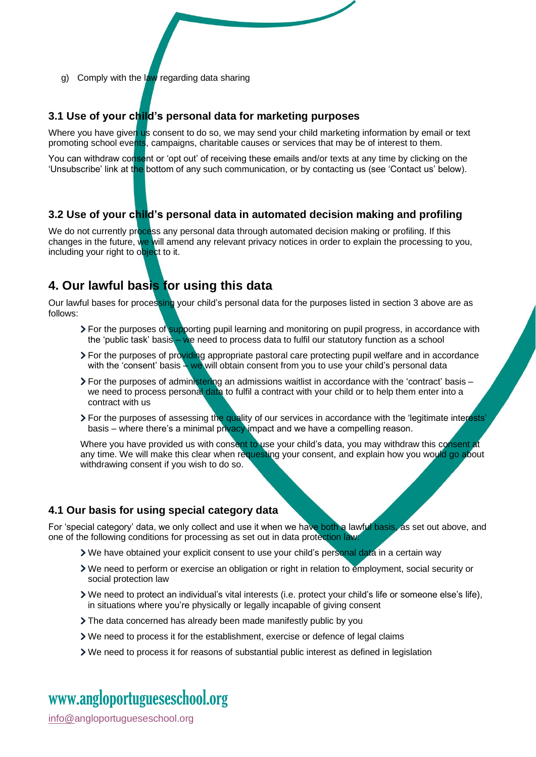g) Comply with the law regarding data sharing

### 3.1 Use of your child's personal data for marketing purposes

Where you have given us consent to do so, we may send your child marketing information by email or text promoting school events, campaigns, charitable causes or services that may be of interest to them.

You can withdraw consent or 'opt out' of receiving these emails and/or texts at any time by clicking on the 'Unsubscribe' link at the bottom of any such communication, or by contacting us (see 'Contact us' below).

### 3.2 Use of your child's personal data in automated decision making and profiling

We do not currently process any personal data through automated decision making or profiling. If this changes in the future, we will amend any relevant privacy notices in order to explain the processing to you, including your right to object to it.

## 4. Our lawful basis for using this data

Our lawful bases for processing your child's personal data for the purposes listed in section 3 above are as follows:

- For the purposes of supporting pupil learning and monitoring on pupil progress, in accordance with the 'public task' basis – we need to process data to fulfil our statutory function as a school
- For the purposes of providing appropriate pastoral care protecting pupil welfare and in accordance with the 'consent' basis – we will obtain consent from you to use your child's personal data
- For the purposes of administering an admissions waitlist in accordance with the 'contract' basis – we need to process personal data to fulfil a contract with your child or to help them enter into a contract with us
- For the purposes of assessing the quality of our services in accordance with the 'legitimate interests' basis – where there's a minimal privacy impact and we have a compelling reason.

Where you have provided us with consent to use your child's data, you may withdraw this consent at any time. We will make this clear when requesting your consent, and explain how you would go about withdrawing consent if you wish to do so.

### 4.1 Our basis for using special category data

For 'special category' data, we only collect and use it when we have both a lawful basis, as set out above, and one of the following conditions for processing as set out in data protection law:

- We have obtained your explicit consent to use your child's personal data in a certain way
- We need to perform or exercise an obligation or right in relation to employment, social security or social protection law
- We need to protect an individual's vital interests (i.e. protect your child's life or someone else's life), in situations where you're physically or legally incapable of giving consent
- The data concerned has already been made manifestly public by you
- We need to process it for the establishment, exercise or defence of legal claims
- We need to process it for reasons of substantial public interest as defined in legislation

www.angloportugueseschool.org

info@angloportugueseschool.org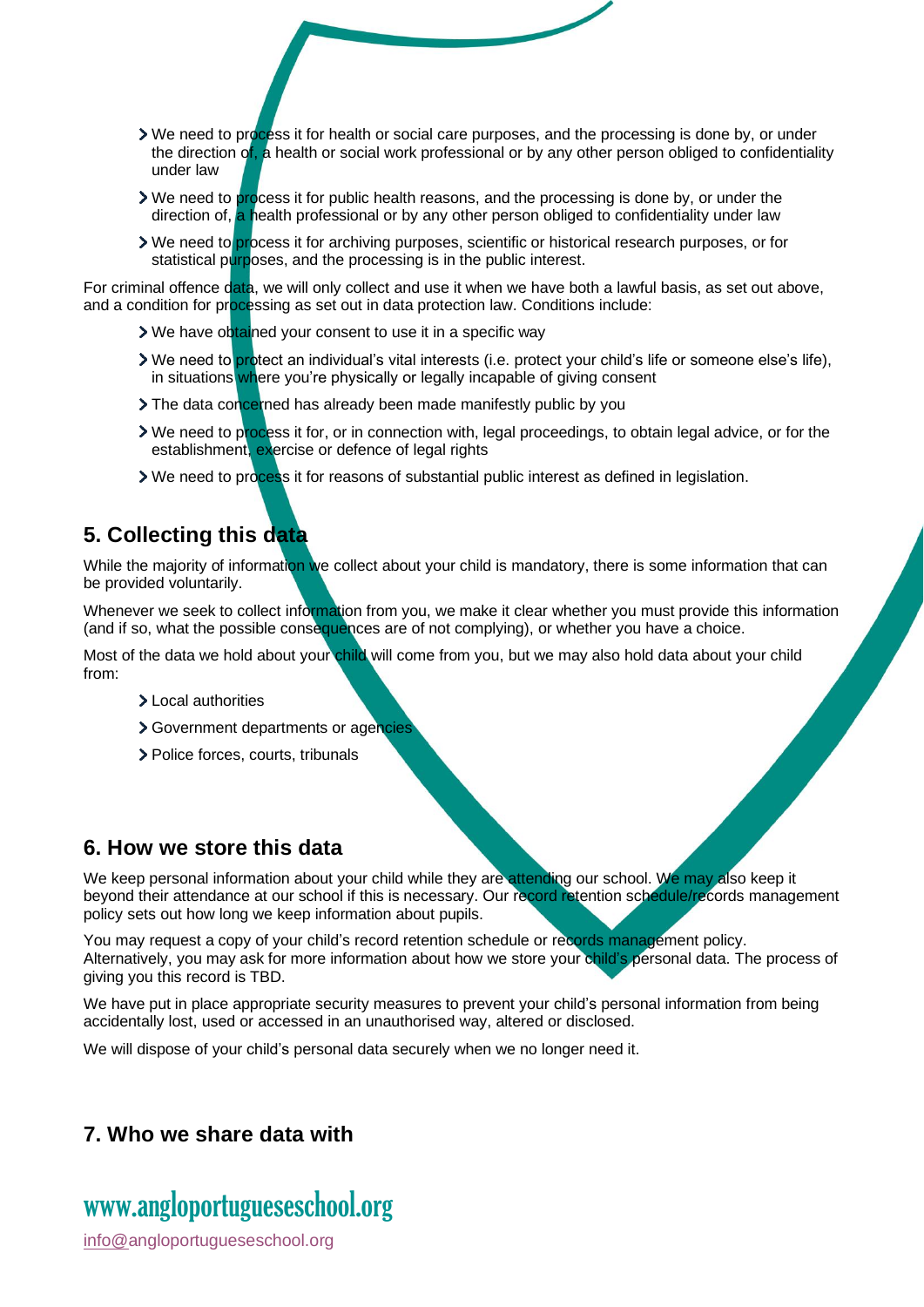- We need to process it for health or social care purposes, and the processing is done by, or under the direction of, a health or social work professional or by any other person obliged to confidentiality under law
- We need to process it for public health reasons, and the processing is done by, or under the direction of, a health professional or by any other person obliged to confidentiality under law
- We need to process it for archiving purposes, scientific or historical research purposes, or for statistical purposes, and the processing is in the public interest.

For criminal offence data, we will only collect and use it when we have both a lawful basis, as set out above, and a condition for processing as set out in data protection law. Conditions include:

- We have obtained your consent to use it in a specific way
- We need to protect an individual's vital interests (i.e. protect your child's life or someone else's life), in situations where you're physically or legally incapable of giving consent
- The data concerned has already been made manifestly public by you
- We need to process it for, or in connection with, legal proceedings, to obtain legal advice, or for the establishment, exercise or defence of legal rights
- We need to process it for reasons of substantial public interest as defined in legislation.

## 5. Collecting this data

While the majority of information we collect about your child is mandatory, there is some information that can be provided voluntarily.

Whenever we seek to collect information from you, we make it clear whether you must provide this information (and if so, what the possible consequences are of not complying), or whether you have a choice.

Most of the data we hold about your child will come from you, but we may also hold data about your child from:

- Local authorities
- Government departments or agencies
- Police forces, courts, tribunals

## 6. How we store this data

We keep personal information about your child while they are attending our school. We may also keep it beyond their attendance at our school if this is necessary. Our record retention schedule/records management policy sets out how long we keep information about pupils.

You may request a copy of your child's record retention schedule or records management policy. Alternatively, you may ask for more information about how we store your child's personal data. The process of giving you this record is TBD.

We have put in place appropriate security measures to prevent your child's personal information from being accidentally lost, used or accessed in an unauthorised way, altered or disclosed.

We will dispose of your child's personal data securely when we no longer need it.

## 7. Who we share data with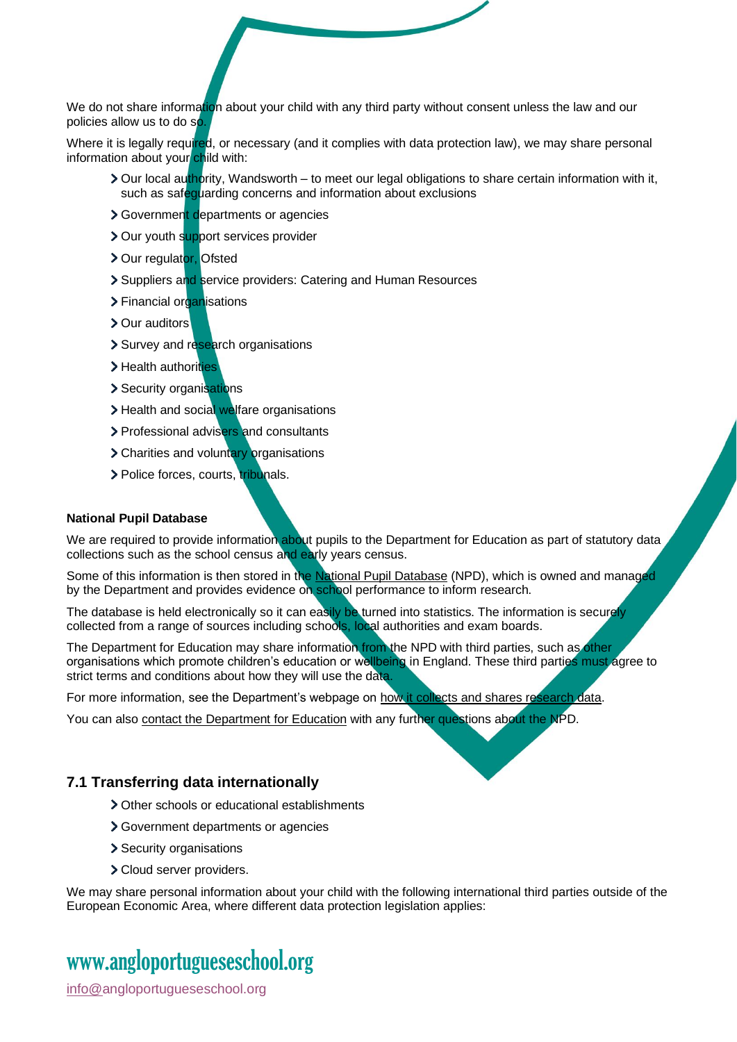We do not share information about your child with any third party without consent unless the law and our policies allow us to do so.

Where it is legally required, or necessary (and it complies with data protection law), we may share personal information about your child with:

- Our local authority, Wandsworth – to meet our legal obligations to share certain information with it, such as safeguarding concerns and information about exclusions
- Government departments or agencies
- Our youth support services provider
- Our regulator, Ofsted
- Suppliers and service providers: Catering and Human Resources
- Financial organisations
- Our auditors
- Survey and research organisations
- Health authorities
- Security organisations
- Health and social welfare organisations
- Professional advisers and consultants
- Charities and voluntary organisations
- Police forces, courts, tribunals.

**National Pupil Database**

We are required to provide information about pupils to the Department for Education as part of statutory data collections such as the school census and early years census.

Some of this information is then stored in the National Pupil Database (NPD), which is owned and managed by the Department and provides evidence on school performance to inform research.

The database is held electronically so it can easily be turned into statistics. The information is securely collected from a range of sources including schools, local authorities and exam boards.

The Department for Education may share information from the NPD with third parties, such as other organisations which promote children's education or wellbeing in England. These third parties must agree to strict terms and conditions about how they will use the data.

For more information, see the Department's webpage on how it collects and shares research data.

You can also contact the Department for Education with any further questions about the NPD.

## 7.1 Transferring data internationally

- Other schools or educational establishments
- Government departments or agencies
- Security organisations
- Cloud server providers.

We may share personal information about your child with the following international third parties outside of the European Economic Area, where different data protection legislation applies: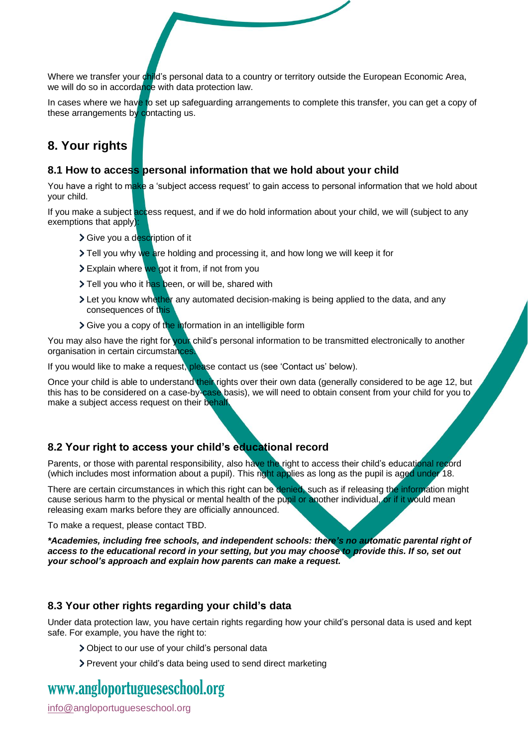Where we transfer your child's personal data to a country or territory outside the European Economic Area, we will do so in accordance with data protection law.

In cases where we have to set up safeguarding arrangements to complete this transfer, you can get a copy of these arrangements by contacting us.

## 8. Your rights

### 8.1 How to access personal information that we hold about your child

You have a right to make a 'subject access request' to gain access to personal information that we hold about your child.

If you make a subject access request, and if we do hold information about your child, we will (subject to any exemptions that apply):

- Give you a description of it
- Tell you why we are holding and processing it, and how long we will keep it for
- Explain where we got it from, if not from you
- Tell you who it has been, or will be, shared with
- Let you know whether any automated decision-making is being applied to the data, and any consequences of this
- Give you a copy of the information in an intelligible form

You may also have the right for your child's personal information to be transmitted electronically to another organisation in certain circumstances.

If you would like to make a request, please contact us (see 'Contact us' below).

Once your child is able to understand their rights over their own data (generally considered to be age 12, but this has to be considered on a case-by-case basis), we will need to obtain consent from your child for you to make a subject access request on their behalf.

### 8.2 Your right to access your child's educational record

Parents, or those with parental responsibility, also have the right to access their child's educational record (which includes most information about a pupil). This right applies as long as the pupil is aged under 18.

There are certain circumstances in which this right can be denied, such as if releasing the information might cause serious harm to the physical or mental health of the pupil or another individual, or if it would mean releasing exam marks before they are officially announced.

To make a request, please contact TBD.

***Academies, including free schools, and independent schools: there's no automatic parental right of access to the educational record in your setting, but you may choose to provide this. If so, set out your school's approach and explain how parents can make a request.***

### 8.3 Your other rights regarding your child's data

Under data protection law, you have certain rights regarding how your child's personal data is used and kept safe. For example, you have the right to:

- Object to our use of your child's personal data
- Prevent your child's data being used to send direct marketing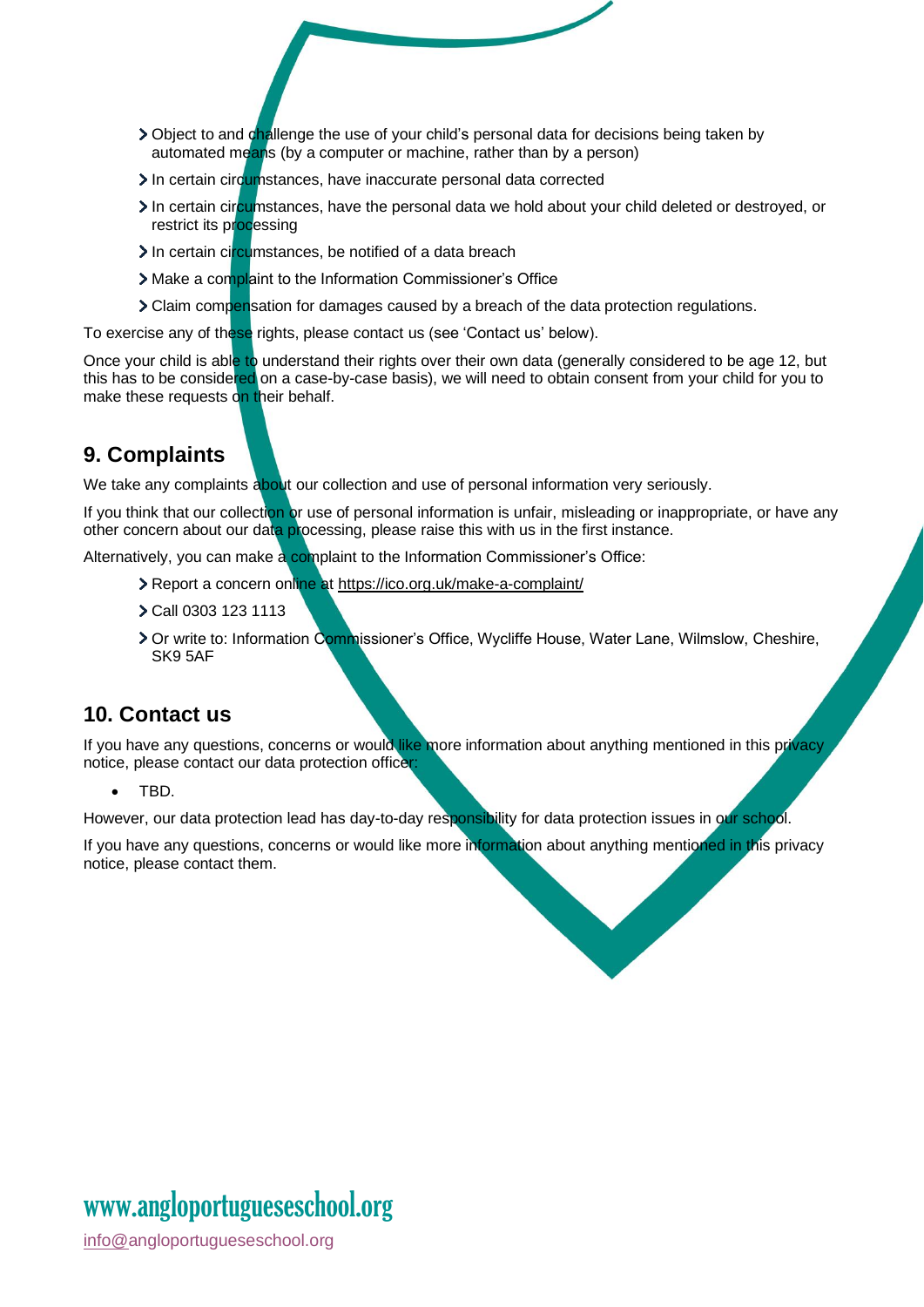- Object to and challenge the use of your child's personal data for decisions being taken by automated means (by a computer or machine, rather than by a person)
- In certain circumstances, have inaccurate personal data corrected
- In certain circumstances, have the personal data we hold about your child deleted or destroyed, or restrict its processing
- In certain circumstances, be notified of a data breach
- Make a complaint to the Information Commissioner's Office
- Claim compensation for damages caused by a breach of the data protection regulations.

To exercise any of these rights, please contact us (see 'Contact us' below).

Once your child is able to understand their rights over their own data (generally considered to be age 12, but this has to be considered on a case-by-case basis), we will need to obtain consent from your child for you to make these requests on their behalf.

## 9. Complaints

We take any complaints about our collection and use of personal information very seriously.

If you think that our collection or use of personal information is unfair, misleading or inappropriate, or have any other concern about our data processing, please raise this with us in the first instance.

Alternatively, you can make a complaint to the Information Commissioner's Office:

- Report a concern online at https://ico.org.uk/make-a-complaint/
- Call 0303 123 1113
- Or write to: Information Commissioner's Office, Wycliffe House, Water Lane, Wilmslow, Cheshire, SK9 5AF

## 10. Contact us

If you have any questions, concerns or would like more information about anything mentioned in this privacy notice, please contact our data protection officer:

- TBD.

However, our data protection lead has day-to-day responsibility for data protection issues in our school.

If you have any questions, concerns or would like more information about anything mentioned in this privacy notice, please contact them.

www.angloportugueseschool.org

info@angloportugueseschool.org